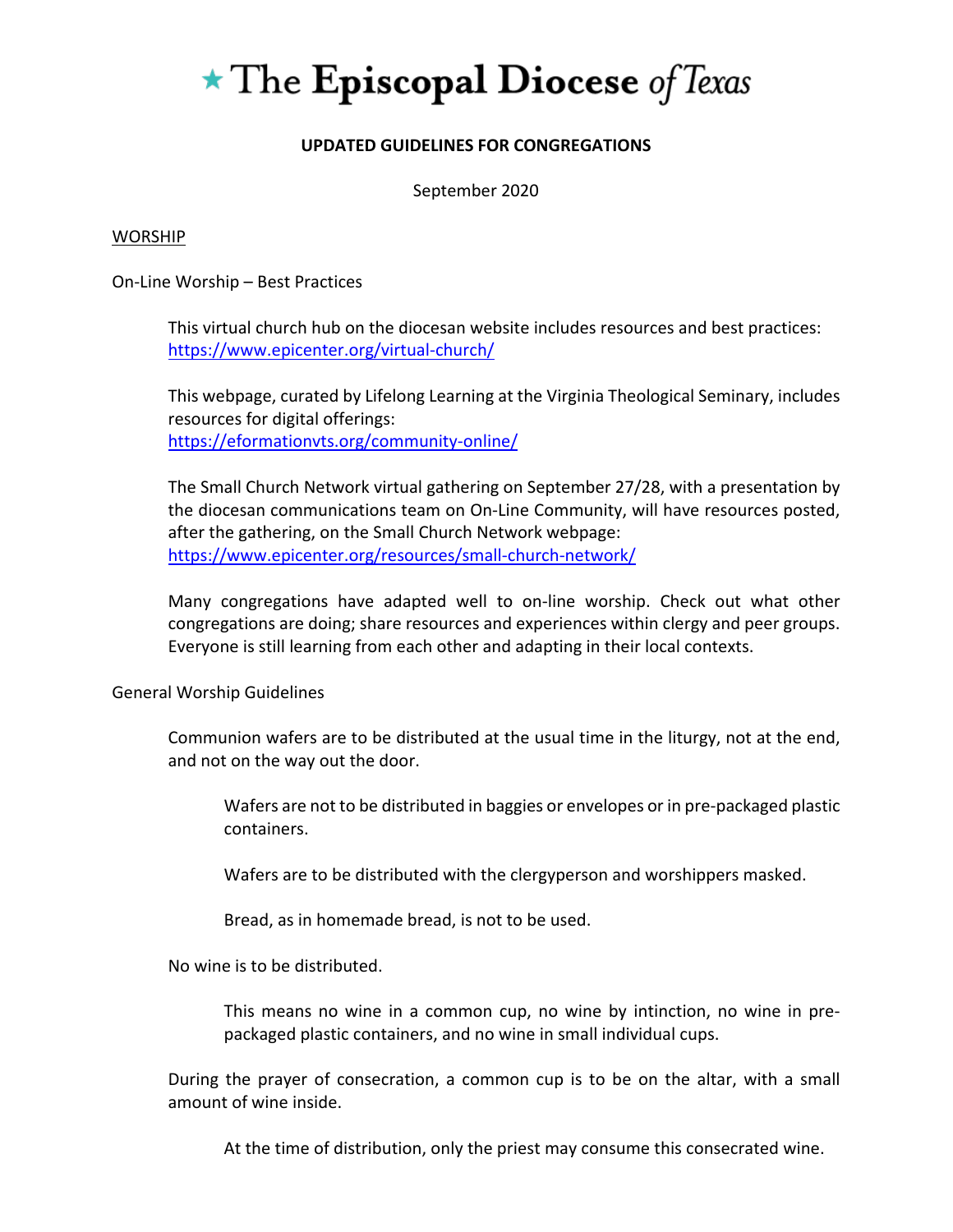# ★ The Episcopal Diocese *of Texas*

**UPDATED GUIDELINES FOR CONGREGATIONS**

September 2020

## WORSHIP

### On-Line Worship – Best Practices

This virtual church hub on the diocesan website includes resources and best practices: https://www.epicenter.org/virtual-church/

This webpage, curated by Lifelong Learning at the Virginia Theological Seminary, includes resources for digital offerings: https://eformationvts.org/community-online/

The Small Church Network virtual gathering on September 27/28, with a presentation by the diocesan communications team on On-Line Community, will have resources posted, after the gathering, on the Small Church Network webpage: https://www.epicenter.org/resources/small-church-network/

Many congregations have adapted well to on-line worship. Check out what other congregations are doing; share resources and experiences within clergy and peer groups. Everyone is still learning from each other and adapting in their local contexts.

### General Worship Guidelines

Communion wafers are to be distributed at the usual time in the liturgy, not at the end, and not on the way out the door.

> Wafers are not to be distributed in baggies or envelopes or in pre-packaged plastic containers.
>
> Wafers are to be distributed with the clergyperson and worshippers masked.
>
> Bread, as in homemade bread, is not to be used.

No wine is to be distributed.

> This means no wine in a common cup, no wine by intinction, no wine in pre-packaged plastic containers, and no wine in small individual cups.

During the prayer of consecration, a common cup is to be on the altar, with a small amount of wine inside.

> At the time of distribution, only the priest may consume this consecrated wine.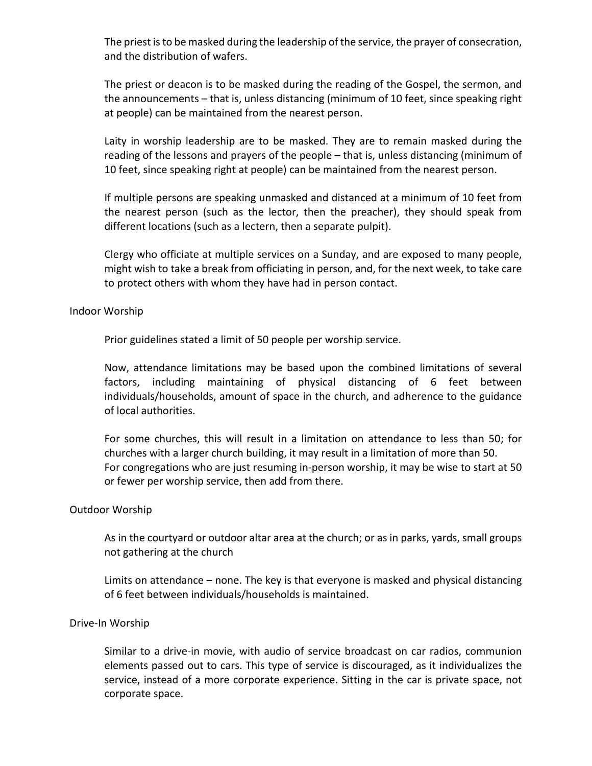The priest is to be masked during the leadership of the service, the prayer of consecration, and the distribution of wafers.

The priest or deacon is to be masked during the reading of the Gospel, the sermon, and the announcements – that is, unless distancing (minimum of 10 feet, since speaking right at people) can be maintained from the nearest person.

Laity in worship leadership are to be masked. They are to remain masked during the reading of the lessons and prayers of the people – that is, unless distancing (minimum of 10 feet, since speaking right at people) can be maintained from the nearest person.

If multiple persons are speaking unmasked and distanced at a minimum of 10 feet from the nearest person (such as the lector, then the preacher), they should speak from different locations (such as a lectern, then a separate pulpit).

Clergy who officiate at multiple services on a Sunday, and are exposed to many people, might wish to take a break from officiating in person, and, for the next week, to take care to protect others with whom they have had in person contact.

## Indoor Worship

Prior guidelines stated a limit of 50 people per worship service.

Now, attendance limitations may be based upon the combined limitations of several factors, including maintaining of physical distancing of 6 feet between individuals/households, amount of space in the church, and adherence to the guidance of local authorities.

For some churches, this will result in a limitation on attendance to less than 50; for churches with a larger church building, it may result in a limitation of more than 50.
For congregations who are just resuming in-person worship, it may be wise to start at 50 or fewer per worship service, then add from there.

## Outdoor Worship

As in the courtyard or outdoor altar area at the church; or as in parks, yards, small groups not gathering at the church

Limits on attendance – none. The key is that everyone is masked and physical distancing of 6 feet between individuals/households is maintained.

## Drive-In Worship

Similar to a drive-in movie, with audio of service broadcast on car radios, communion elements passed out to cars. This type of service is discouraged, as it individualizes the service, instead of a more corporate experience. Sitting in the car is private space, not corporate space.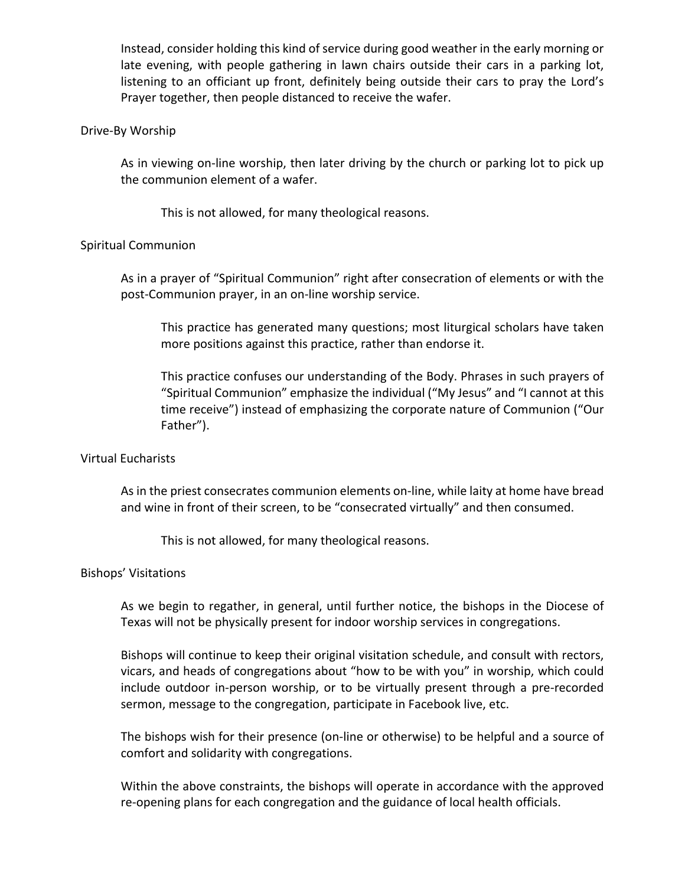Instead, consider holding this kind of service during good weather in the early morning or late evening, with people gathering in lawn chairs outside their cars in a parking lot, listening to an officiant up front, definitely being outside their cars to pray the Lord's Prayer together, then people distanced to receive the wafer.

Drive-By Worship

As in viewing on-line worship, then later driving by the church or parking lot to pick up the communion element of a wafer.

This is not allowed, for many theological reasons.

Spiritual Communion

As in a prayer of "Spiritual Communion" right after consecration of elements or with the post-Communion prayer, in an on-line worship service.

This practice has generated many questions; most liturgical scholars have taken more positions against this practice, rather than endorse it.

This practice confuses our understanding of the Body. Phrases in such prayers of "Spiritual Communion" emphasize the individual ("My Jesus" and "I cannot at this time receive") instead of emphasizing the corporate nature of Communion ("Our Father").

Virtual Eucharists

As in the priest consecrates communion elements on-line, while laity at home have bread and wine in front of their screen, to be "consecrated virtually" and then consumed.

This is not allowed, for many theological reasons.

Bishops' Visitations

As we begin to regather, in general, until further notice, the bishops in the Diocese of Texas will not be physically present for indoor worship services in congregations.

Bishops will continue to keep their original visitation schedule, and consult with rectors, vicars, and heads of congregations about "how to be with you" in worship, which could include outdoor in-person worship, or to be virtually present through a pre-recorded sermon, message to the congregation, participate in Facebook live, etc.

The bishops wish for their presence (on-line or otherwise) to be helpful and a source of comfort and solidarity with congregations.

Within the above constraints, the bishops will operate in accordance with the approved re-opening plans for each congregation and the guidance of local health officials.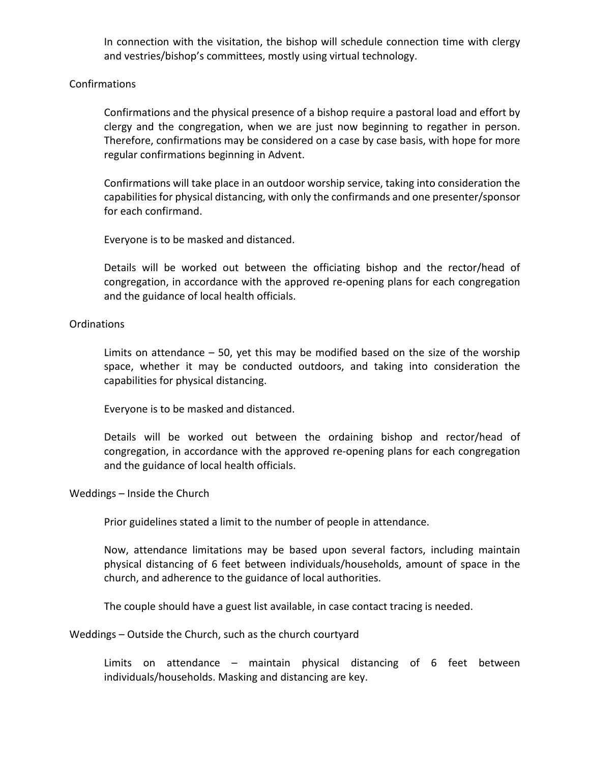In connection with the visitation, the bishop will schedule connection time with clergy and vestries/bishop's committees, mostly using virtual technology.

## Confirmations

Confirmations and the physical presence of a bishop require a pastoral load and effort by clergy and the congregation, when we are just now beginning to regather in person. Therefore, confirmations may be considered on a case by case basis, with hope for more regular confirmations beginning in Advent.

Confirmations will take place in an outdoor worship service, taking into consideration the capabilities for physical distancing, with only the confirmands and one presenter/sponsor for each confirmand.

Everyone is to be masked and distanced.

Details will be worked out between the officiating bishop and the rector/head of congregation, in accordance with the approved re-opening plans for each congregation and the guidance of local health officials.

## Ordinations

Limits on attendance – 50, yet this may be modified based on the size of the worship space, whether it may be conducted outdoors, and taking into consideration the capabilities for physical distancing.

Everyone is to be masked and distanced.

Details will be worked out between the ordaining bishop and rector/head of congregation, in accordance with the approved re-opening plans for each congregation and the guidance of local health officials.

## Weddings – Inside the Church

Prior guidelines stated a limit to the number of people in attendance.

Now, attendance limitations may be based upon several factors, including maintain physical distancing of 6 feet between individuals/households, amount of space in the church, and adherence to the guidance of local authorities.

The couple should have a guest list available, in case contact tracing is needed.

## Weddings – Outside the Church, such as the church courtyard

Limits on attendance – maintain physical distancing of 6 feet between individuals/households. Masking and distancing are key.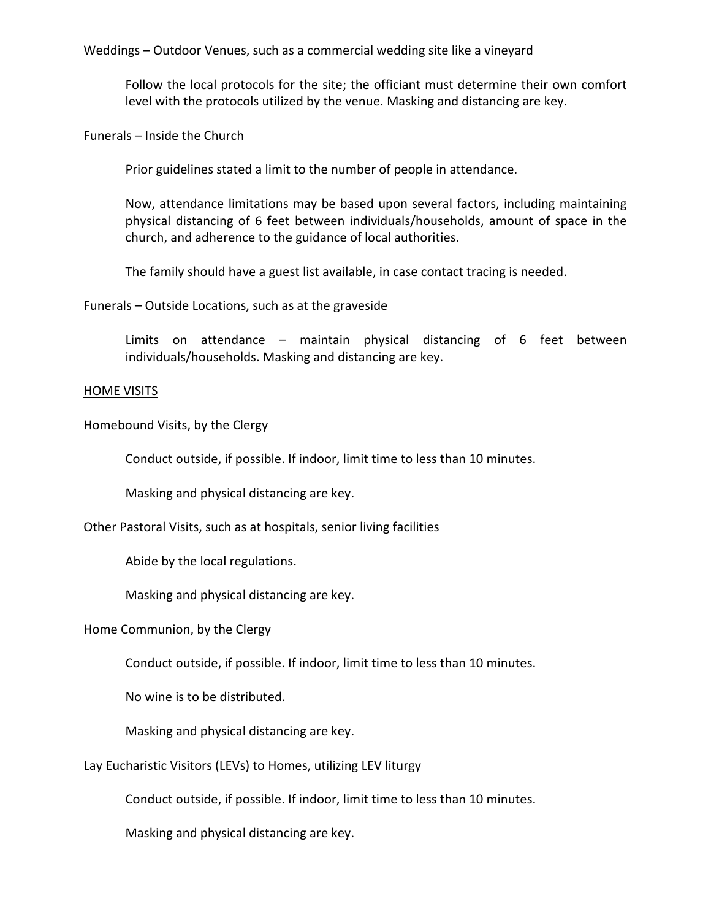Weddings – Outdoor Venues, such as a commercial wedding site like a vineyard

Follow the local protocols for the site; the officiant must determine their own comfort level with the protocols utilized by the venue. Masking and distancing are key.

Funerals – Inside the Church

Prior guidelines stated a limit to the number of people in attendance.

Now, attendance limitations may be based upon several factors, including maintaining physical distancing of 6 feet between individuals/households, amount of space in the church, and adherence to the guidance of local authorities.

The family should have a guest list available, in case contact tracing is needed.

Funerals – Outside Locations, such as at the graveside

Limits on attendance – maintain physical distancing of 6 feet between individuals/households. Masking and distancing are key.

<u>HOME VISITS</u>

Homebound Visits, by the Clergy

Conduct outside, if possible. If indoor, limit time to less than 10 minutes.

Masking and physical distancing are key.

Other Pastoral Visits, such as at hospitals, senior living facilities

Abide by the local regulations.

Masking and physical distancing are key.

Home Communion, by the Clergy

Conduct outside, if possible. If indoor, limit time to less than 10 minutes.

No wine is to be distributed.

Masking and physical distancing are key.

Lay Eucharistic Visitors (LEVs) to Homes, utilizing LEV liturgy

Conduct outside, if possible. If indoor, limit time to less than 10 minutes.

Masking and physical distancing are key.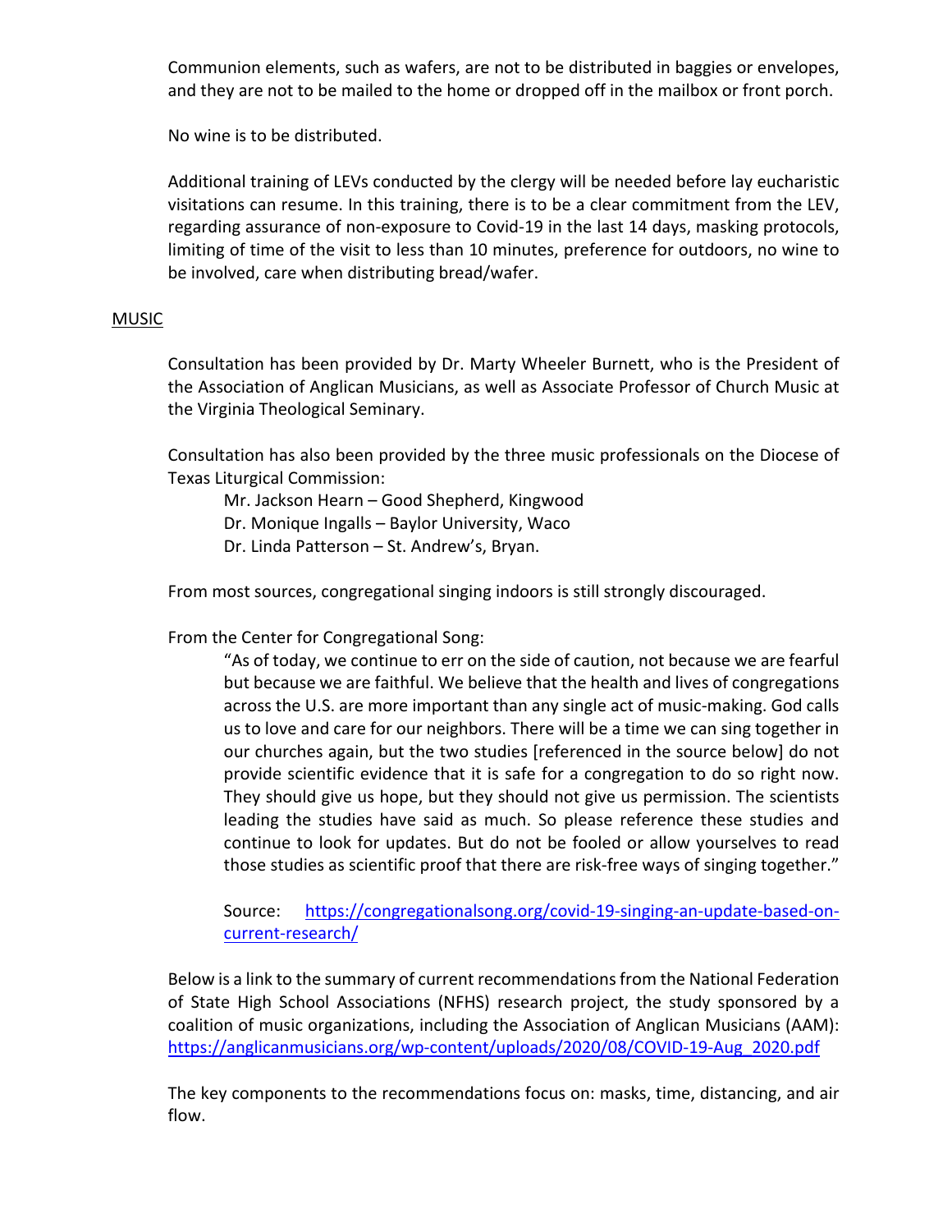Communion elements, such as wafers, are not to be distributed in baggies or envelopes, and they are not to be mailed to the home or dropped off in the mailbox or front porch.

No wine is to be distributed.

Additional training of LEVs conducted by the clergy will be needed before lay eucharistic visitations can resume. In this training, there is to be a clear commitment from the LEV, regarding assurance of non-exposure to Covid-19 in the last 14 days, masking protocols, limiting of time of the visit to less than 10 minutes, preference for outdoors, no wine to be involved, care when distributing bread/wafer.

## MUSIC

Consultation has been provided by Dr. Marty Wheeler Burnett, who is the President of the Association of Anglican Musicians, as well as Associate Professor of Church Music at the Virginia Theological Seminary.

Consultation has also been provided by the three music professionals on the Diocese of Texas Liturgical Commission:

Mr. Jackson Hearn – Good Shepherd, Kingwood
Dr. Monique Ingalls – Baylor University, Waco
Dr. Linda Patterson – St. Andrew's, Bryan.

From most sources, congregational singing indoors is still strongly discouraged.

From the Center for Congregational Song:

> "As of today, we continue to err on the side of caution, not because we are fearful but because we are faithful. We believe that the health and lives of congregations across the U.S. are more important than any single act of music-making. God calls us to love and care for our neighbors. There will be a time we can sing together in our churches again, but the two studies [referenced in the source below] do not provide scientific evidence that it is safe for a congregation to do so right now. They should give us hope, but they should not give us permission. The scientists leading the studies have said as much. So please reference these studies and continue to look for updates. But do not be fooled or allow yourselves to read those studies as scientific proof that there are risk-free ways of singing together."
>
> Source: https://congregationalsong.org/covid-19-singing-an-update-based-on-current-research/

Below is a link to the summary of current recommendations from the National Federation of State High School Associations (NFHS) research project, the study sponsored by a coalition of music organizations, including the Association of Anglican Musicians (AAM): https://anglicanmusicians.org/wp-content/uploads/2020/08/COVID-19-Aug_2020.pdf

The key components to the recommendations focus on: masks, time, distancing, and air flow.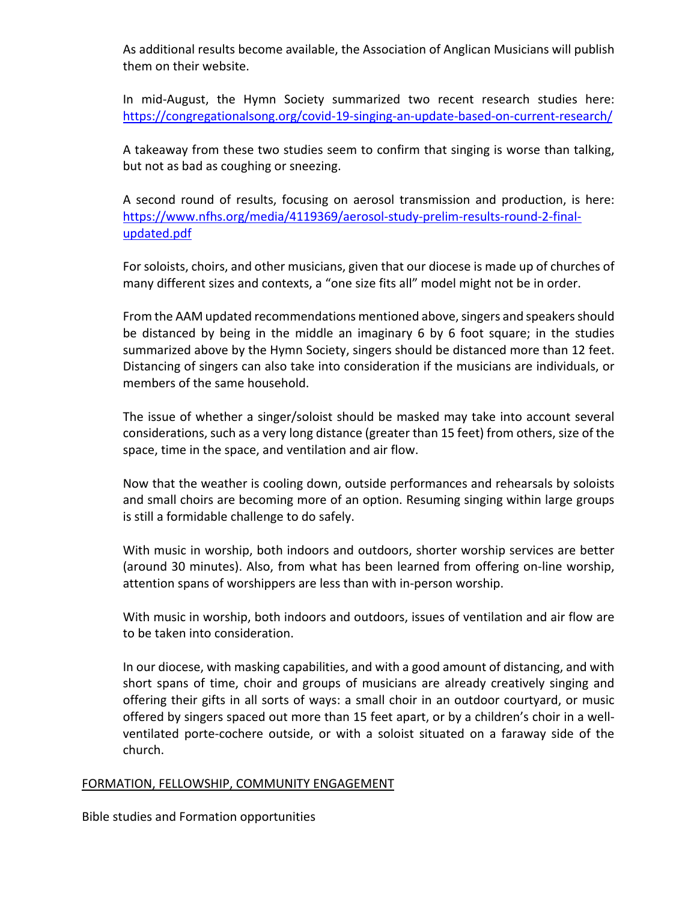As additional results become available, the Association of Anglican Musicians will publish them on their website.

In mid-August, the Hymn Society summarized two recent research studies here: https://congregationalsong.org/covid-19-singing-an-update-based-on-current-research/

A takeaway from these two studies seem to confirm that singing is worse than talking, but not as bad as coughing or sneezing.

A second round of results, focusing on aerosol transmission and production, is here: https://www.nfhs.org/media/4119369/aerosol-study-prelim-results-round-2-final-updated.pdf

For soloists, choirs, and other musicians, given that our diocese is made up of churches of many different sizes and contexts, a "one size fits all" model might not be in order.

From the AAM updated recommendations mentioned above, singers and speakers should be distanced by being in the middle an imaginary 6 by 6 foot square; in the studies summarized above by the Hymn Society, singers should be distanced more than 12 feet. Distancing of singers can also take into consideration if the musicians are individuals, or members of the same household.

The issue of whether a singer/soloist should be masked may take into account several considerations, such as a very long distance (greater than 15 feet) from others, size of the space, time in the space, and ventilation and air flow.

Now that the weather is cooling down, outside performances and rehearsals by soloists and small choirs are becoming more of an option. Resuming singing within large groups is still a formidable challenge to do safely.

With music in worship, both indoors and outdoors, shorter worship services are better (around 30 minutes). Also, from what has been learned from offering on-line worship, attention spans of worshippers are less than with in-person worship.

With music in worship, both indoors and outdoors, issues of ventilation and air flow are to be taken into consideration.

In our diocese, with masking capabilities, and with a good amount of distancing, and with short spans of time, choir and groups of musicians are already creatively singing and offering their gifts in all sorts of ways: a small choir in an outdoor courtyard, or music offered by singers spaced out more than 15 feet apart, or by a children's choir in a well-ventilated porte-cochere outside, or with a soloist situated on a faraway side of the church.

## FORMATION, FELLOWSHIP, COMMUNITY ENGAGEMENT

Bible studies and Formation opportunities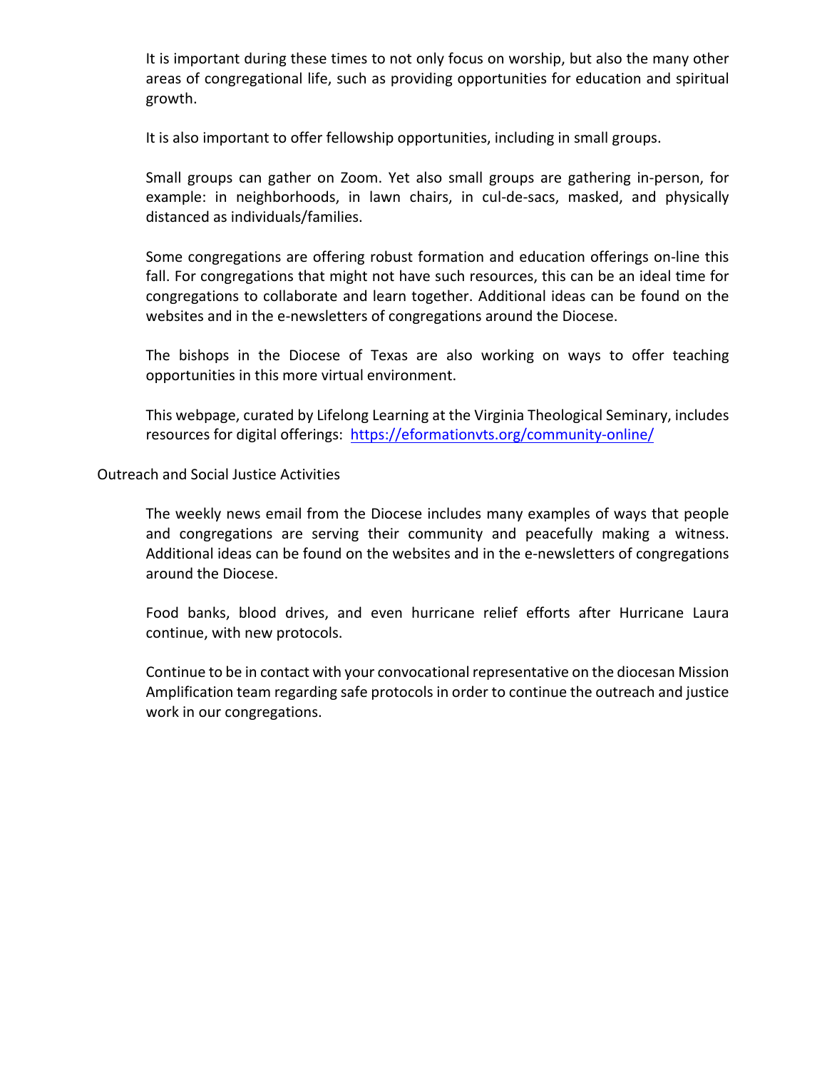It is important during these times to not only focus on worship, but also the many other areas of congregational life, such as providing opportunities for education and spiritual growth.

It is also important to offer fellowship opportunities, including in small groups.

Small groups can gather on Zoom. Yet also small groups are gathering in-person, for example: in neighborhoods, in lawn chairs, in cul-de-sacs, masked, and physically distanced as individuals/families.

Some congregations are offering robust formation and education offerings on-line this fall. For congregations that might not have such resources, this can be an ideal time for congregations to collaborate and learn together. Additional ideas can be found on the websites and in the e-newsletters of congregations around the Diocese.

The bishops in the Diocese of Texas are also working on ways to offer teaching opportunities in this more virtual environment.

This webpage, curated by Lifelong Learning at the Virginia Theological Seminary, includes resources for digital offerings: https://eformationvts.org/community-online/

Outreach and Social Justice Activities

The weekly news email from the Diocese includes many examples of ways that people and congregations are serving their community and peacefully making a witness. Additional ideas can be found on the websites and in the e-newsletters of congregations around the Diocese.

Food banks, blood drives, and even hurricane relief efforts after Hurricane Laura continue, with new protocols.

Continue to be in contact with your convocational representative on the diocesan Mission Amplification team regarding safe protocols in order to continue the outreach and justice work in our congregations.